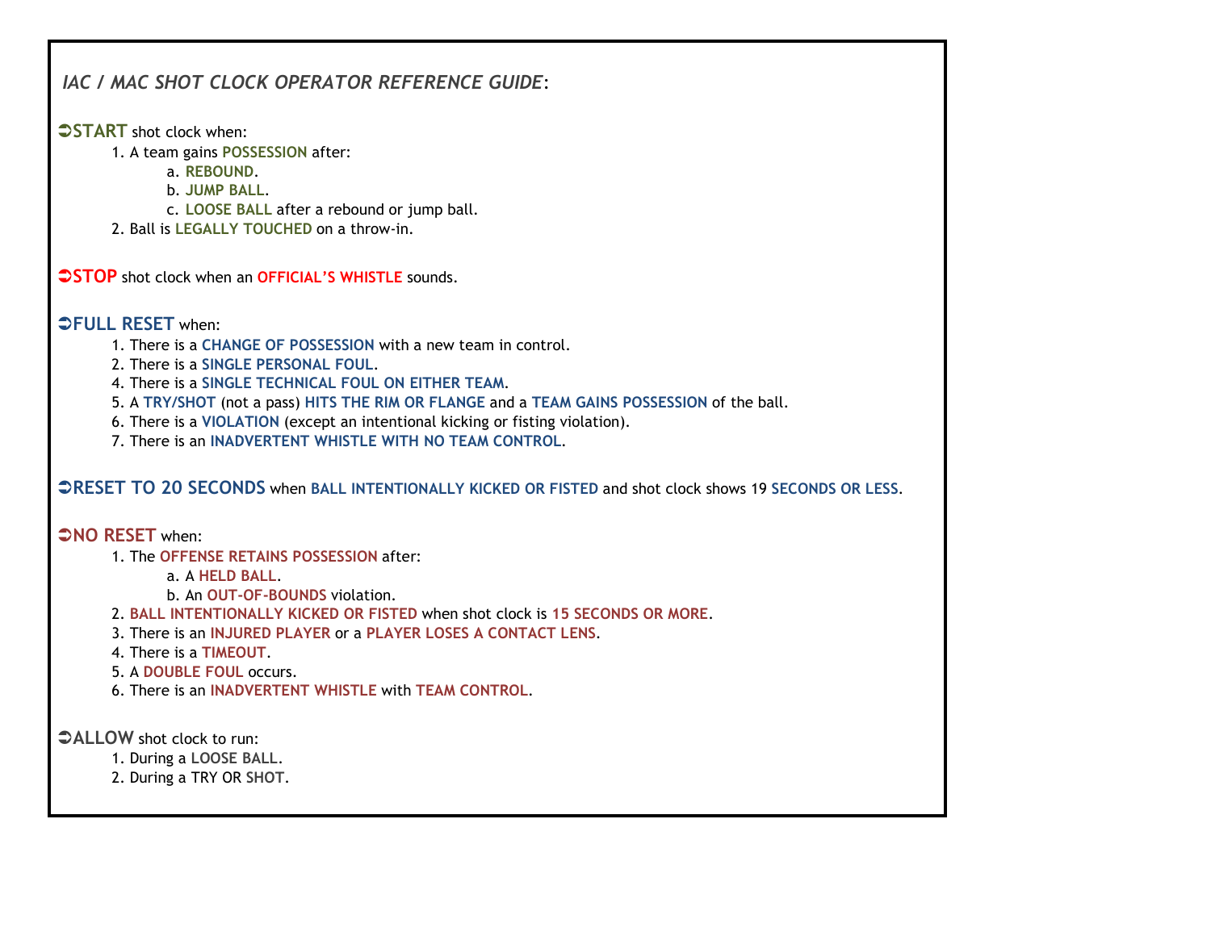## *IAC / MAC SHOT CLOCK OPERATOR REFERENCE GUIDE*:

➲**START** shot clock when:

1. A team gains **POSSESSION** after:
   a. **REBOUND**.
   b. **JUMP BALL**.
   c. **LOOSE BALL** after a rebound or jump ball.
2. Ball is **LEGALLY TOUCHED** on a throw-in.

➲**STOP** shot clock when an **OFFICIAL'S WHISTLE** sounds.

➲**FULL RESET** when:

1. There is a **CHANGE OF POSSESSION** with a new team in control.
2. There is a **SINGLE PERSONAL FOUL**.
4. There is a **SINGLE TECHNICAL FOUL ON EITHER TEAM**.
5. A **TRY/SHOT** (not a pass) **HITS THE RIM OR FLANGE** and a **TEAM GAINS POSSESSION** of the ball.
6. There is a **VIOLATION** (except an intentional kicking or fisting violation).
7. There is an **INADVERTENT WHISTLE WITH NO TEAM CONTROL**.

➲**RESET TO 20 SECONDS** when **BALL INTENTIONALLY KICKED OR FISTED** and shot clock shows 19 **SECONDS OR LESS**.

➲**NO RESET** when:

1. The **OFFENSE RETAINS POSSESSION** after:
   a. A **HELD BALL**.
   b. An **OUT-OF-BOUNDS** violation.
2. **BALL INTENTIONALLY KICKED OR FISTED** when shot clock is **15 SECONDS OR MORE**.
3. There is an **INJURED PLAYER** or a **PLAYER LOSES A CONTACT LENS**.
4. There is a **TIMEOUT**.
5. A **DOUBLE FOUL** occurs.
6. There is an **INADVERTENT WHISTLE** with **TEAM CONTROL**.

➲**ALLOW** shot clock to run:

1. During a **LOOSE BALL**.
2. During a TRY OR **SHOT**.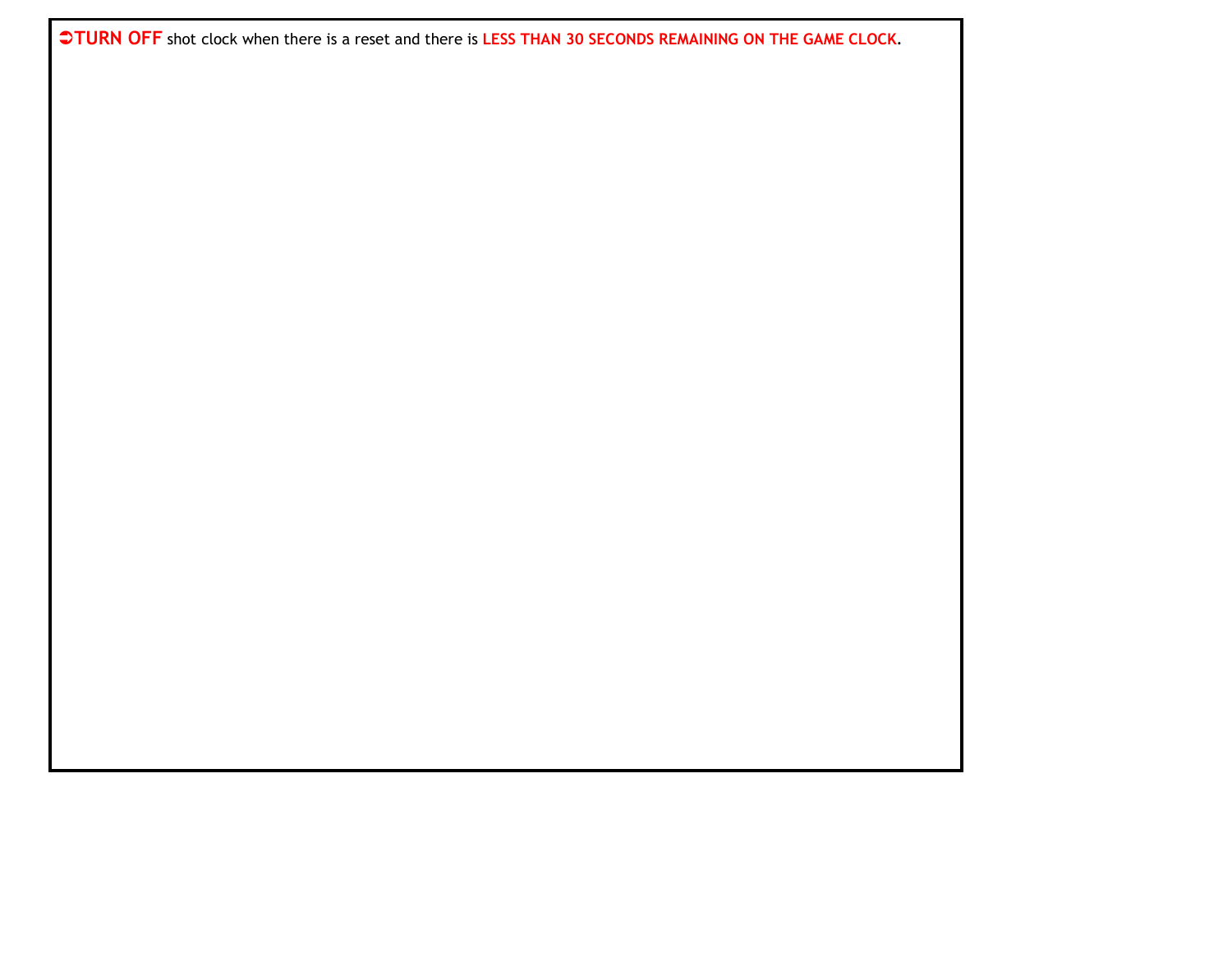➲**TURN OFF** shot clock when there is a reset and there is **LESS THAN 30 SECONDS REMAINING ON THE GAME CLOCK**.